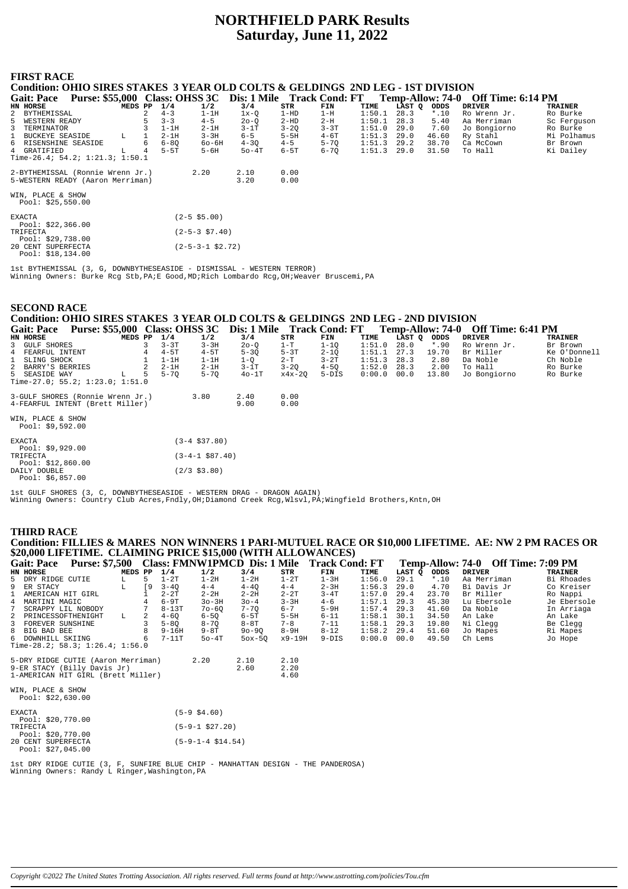# NORTHFIELD PARK Results
## Saturday, June 11, 2022

### FIRST RACE

**Condition: OHIO SIRES STAKES 3 YEAR OLD COLTS & GELDINGS 2ND LEG - 1ST DIVISION**

**Gait: Pace Purse: $55,000 Class: OHSS 3C Dis: 1 Mile Track Cond: FT Temp-Allow: 74-0 Off Time: 6:14 PM**

| HN | HORSE | MEDS | PP | 1/4 | 1/2 | 3/4 | STR | FIN | TIME | LAST Q | ODDS | DRIVER | TRAINER |
|---|---|---|---|---|---|---|---|---|---|---|---|---|---|
| 2 | BYTHEMISSAL | | 2 | 4-3 | 1-1H | 1x-Q | 1-HD | 1-H | 1:50.1 | 28.3 | *.10 | Ro Wrenn Jr. | Ro Burke |
| 5 | WESTERN READY | | 5 | 3-3 | 4-5 | 2o-Q | 2-HD | 2-H | 1:50.1 | 28.3 | 5.40 | Aa Merriman | Sc Ferguson |
| 3 | TERMINATOR | | 3 | 1-1H | 2-1H | 3-1T | 3-2Q | 3-3T | 1:51.0 | 29.0 | 7.60 | Jo Bongiorno | Ro Burke |
| 1 | BUCKEYE SEASIDE | L | 1 | 2-1H | 3-3H | 6-5 | 5-5H | 4-6T | 1:51.3 | 29.0 | 46.60 | Ry Stahl | Mi Polhamus |
| 6 | RISENSHINE SEASIDE | | 6 | 6-8Q | 6o-6H | 4-3Q | 4-5 | 5-7Q | 1:51.3 | 29.2 | 38.70 | Ca McCown | Br Brown |
| 4 | GRATIFIED | L | 4 | 5-5T | 5-6H | 5o-4T | 6-5T | 6-7Q | 1:51.3 | 29.0 | 31.50 | To Hall | Ki Dailey |

Time-26.4; 54.2; 1:21.3; 1:50.1

| | | | |
|---|---|---|---|
| 2-BYTHEMISSAL (Ronnie Wrenn Jr.) | 2.20 | 2.10 | 0.00 |
| 5-WESTERN READY (Aaron Merriman) | | 3.20 | 0.00 |

WIN, PLACE & SHOW
Pool: $25,550.00

| | |
|---|---|
| EXACTA Pool: $22,366.00 | (2-5 $5.00) |
| TRIFECTA Pool: $29,738.00 | (2-5-3 $7.40) |
| 20 CENT SUPERFECTA Pool: $18,134.00 | (2-5-3-1 $2.72) |

1st BYTHEMISSAL (3, G, DOWNBYTHESEASIDE - DISMISSAL - WESTERN TERROR)
Winning Owners: Burke Rcg Stb,PA;E Good,MD;Rich Lombardo Rcg,OH;Weaver Bruscemi,PA

### SECOND RACE

**Condition: OHIO SIRES STAKES 3 YEAR OLD COLTS & GELDINGS 2ND LEG - 2ND DIVISION**

**Gait: Pace Purse: $55,000 Class: OHSS 3C Dis: 1 Mile Track Cond: FT Temp-Allow: 74-0 Off Time: 6:41 PM**

| HN | HORSE | MEDS | PP | 1/4 | 1/2 | 3/4 | STR | FIN | TIME | LAST Q | ODDS | DRIVER | TRAINER |
|---|---|---|---|---|---|---|---|---|---|---|---|---|---|
| 3 | GULF SHORES | | 3 | 3-3T | 3-3H | 2o-Q | 1-T | 1-1Q | 1:51.0 | 28.0 | *.90 | Ro Wrenn Jr. | Br Brown |
| 4 | FEARFUL INTENT | | 4 | 4-5T | 4-5T | 5-3Q | 5-3T | 2-1Q | 1:51.1 | 27.3 | 19.70 | Br Miller | Ke O'Donnell |
| 1 | SLING SHOCK | | 1 | 1-1H | 1-1H | 1-Q | 2-T | 3-2T | 1:51.3 | 28.3 | 2.80 | Da Noble | Ch Noble |
| 2 | BARRY'S BERRIES | | 2 | 2-1H | 2-1H | 3-1T | 3-2Q | 4-5Q | 1:52.0 | 28.3 | 2.00 | To Hall | Ro Burke |
| 5 | SEASIDE WAY | L | 5 | 5-7Q | 5-7Q | 4o-1T | x4x-2Q | 5-DIS | 0:00.0 | 00.0 | 13.80 | Jo Bongiorno | Ro Burke |

Time-27.0; 55.2; 1:23.0; 1:51.0

| | | | |
|---|---|---|---|
| 3-GULF SHORES (Ronnie Wrenn Jr.) | 3.80 | 2.40 | 0.00 |
| 4-FEARFUL INTENT (Brett Miller) | | 9.00 | 0.00 |

WIN, PLACE & SHOW
Pool: $9,592.00

| | |
|---|---|
| EXACTA Pool: $9,929.00 | (3-4 $37.80) |
| TRIFECTA Pool: $12,860.00 | (3-4-1 $87.40) |
| DAILY DOUBLE Pool: $6,857.00 | (2/3 $3.80) |

1st GULF SHORES (3, C, DOWNBYTHESEASIDE - WESTERN DRAG - DRAGON AGAIN)
Winning Owners: Country Club Acres,Fndly,OH;Diamond Creek Rcg,Wlsvl,PA;Wingfield Brothers,Kntn,OH

### THIRD RACE

**Condition: FILLIES & MARES NON WINNERS 1 PARI-MUTUEL RACE OR $10,000 LIFETIME. AE: NW 2 PM RACES OR $20,000 LIFETIME. CLAIMING PRICE $15,000 (WITH ALLOWANCES)**

**Gait: Pace Purse: $7,500 Class: FMNW1PMCD Dis: 1 Mile Track Cond: FT Temp-Allow: 74-0 Off Time: 7:09 PM**

| HN | HORSE | MEDS | PP | 1/4 | 1/2 | 3/4 | STR | FIN | TIME | LAST Q | ODDS | DRIVER | TRAINER |
|---|---|---|---|---|---|---|---|---|---|---|---|---|---|
| 5 | DRY RIDGE CUTIE | L | 5 | 1-2T | 1-2H | 1-2H | 1-2T | 1-3H | 1:56.0 | 29.1 | *.10 | Aa Merriman | Bi Rhoades |
| 9 | ER STACY | L | [9 | 3-4Q | 4-4 | 4-4Q | 4-4 | 2-3H | 1:56.3 | 29.0 | 4.70 | Bi Davis Jr | Co Kreiser |
| 1 | AMERICAN HIT GIRL | | 1 | 2-2T | 2-2H | 2-2H | 2-2T | 3-4T | 1:57.0 | 29.4 | 23.70 | Br Miller | Ro Nappi |
| 4 | MARTINI MAGIC | | 4 | 6-9T | 3o-3H | 3o-4 | 3-3H | 4-6 | 1:57.1 | 29.3 | 45.30 | Lu Ebersole | Je Ebersole |
| 7 | SCRAPPY LIL NOBODY | | 7 | 8-13T | 7o-6Q | 7-7Q | 6-7 | 5-9H | 1:57.4 | 29.3 | 41.60 | Da Noble | In Arriaga |
| 2 | PRINCESSOFTHENIGHT | L | 2 | 4-6Q | 6-5Q | 6-5T | 5-5H | 6-11 | 1:58.1 | 30.1 | 34.50 | An Lake | An Lake |
| 3 | FOREVER SUNSHINE | | 3 | 5-8Q | 8-7Q | 8-8T | 7-8 | 7-11 | 1:58.1 | 29.3 | 19.80 | Ni Clegg | Be Clegg |
| 8 | BIG BAD BEE | | 8 | 9-16H | 9-8T | 9o-9Q | 8-9H | 8-12 | 1:58.2 | 29.4 | 51.60 | Jo Mapes | Ri Mapes |
| 6 | DOWNHILL SKIING | | 6 | 7-11T | 5o-4T | 5ox-5Q | x9-19H | 9-DIS | 0:00.0 | 00.0 | 49.50 | Ch Lems | Jo Hope |

Time-28.2; 58.3; 1:26.4; 1:56.0

| | | | |
|---|---|---|---|
| 5-DRY RIDGE CUTIE (Aaron Merriman) | 2.20 | 2.10 | 2.10 |
| 9-ER STACY (Billy Davis Jr) | | 2.60 | 2.20 |
| 1-AMERICAN HIT GIRL (Brett Miller) | | | 4.60 |

WIN, PLACE & SHOW
Pool: $22,630.00

| | |
|---|---|
| EXACTA Pool: $20,770.00 | (5-9 $4.60) |
| TRIFECTA Pool: $20,770.00 | (5-9-1 $27.20) |
| 20 CENT SUPERFECTA Pool: $27,045.00 | (5-9-1-4 $14.54) |

1st DRY RIDGE CUTIE (3, F, SUNFIRE BLUE CHIP - MANHATTAN DESIGN - THE PANDEROSA)
Winning Owners: Randy L Ringer,Washington,PA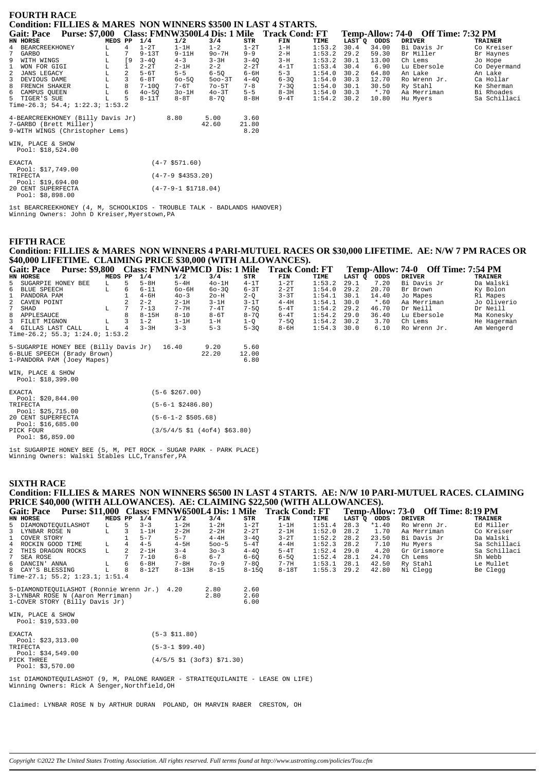# FOURTH RACE

## Condition: FILLIES & MARES NON WINNERS $3500 IN LAST 4 STARTS.

**Gait: Pace Purse: $7,000 Class: FMNW3500L4 Dis: 1 Mile Track Cond: FT Temp-Allow: 74-0 Off Time: 7:32 PM**

| HN | HORSE | MEDS | PP | 1/4 | 1/2 | 3/4 | STR | FIN | TIME | LAST Q | ODDS | DRIVER | TRAINER |
|---|---|---|---|---|---|---|---|---|---|---|---|---|---|
| 4 | BEARCREEKHONEY | L | 4 | 1-2T | 1-1H | 1-2 | 1-2T | 1-H | 1:53.2 | 30.4 | 34.00 | Bi Davis Jr | Co Kreiser |
| 7 | GARBO | L | 7 | 9-13T | 9-11H | 9o-7H | 9-9 | 2-H | 1:53.2 | 29.2 | 59.30 | Br Miller | Br Haynes |
| 9 | WITH WINGS | L | [9 | 3-4Q | 4-3 | 3-3H | 3-4Q | 3-H | 1:53.2 | 30.1 | 13.00 | Ch Lems | Jo Hope |
| 1 | WON FOR GIGI | L | 1 | 2-2T | 2-1H | 2-2 | 2-2T | 4-1T | 1:53.4 | 30.4 | 6.90 | Lu Ebersole | Co Deyermand |
| 2 | JANS LEGACY | L | 2 | 5-6T | 5-5 | 6-5Q | 6-6H | 5-3 | 1:54.0 | 30.2 | 64.80 | An Lake | An Lake |
| 3 | DEVIOUS DAME | L | 3 | 6-8T | 6o-5Q | 5oo-3T | 4-4Q | 6-3Q | 1:54.0 | 30.3 | 12.70 | Ro Wrenn Jr. | Ca Hollar |
| 8 | FRENCH SHAKER | L | 8 | 7-10Q | 7-6T | 7o-5T | 7-8 | 7-3Q | 1:54.0 | 30.1 | 30.50 | Ry Stahl | Ke Sherman |
| 6 | CAMPUS QUEEN | L | 6 | 4o-5Q | 3o-1H | 4o-3T | 5-5 | 8-3H | 1:54.0 | 30.3 | *.70 | Aa Merriman | Bi Rhoades |
| 5 | TIGER'S SUE | L | 5 | 8-11T | 8-8T | 8-7Q | 8-8H | 9-4T | 1:54.2 | 30.2 | 10.80 | Hu Myers | Sa Schillaci |

Time-26.3; 54.4; 1:22.3; 1:53.2

| | | | |
|---|---|---|---|
| 4-BEARCREEKHONEY (Billy Davis Jr) | 8.80 | 5.00 | 3.60 |
| 7-GARBO (Brett Miller) | | 42.60 | 21.80 |
| 9-WITH WINGS (Christopher Lems) | | | 8.20 |

WIN, PLACE & SHOW
Pool: $18,524.00

EXACTA (4-7 $571.60)
Pool: $17,749.00
TRIFECTA (4-7-9 $4353.20)
Pool: $19,694.00
20 CENT SUPERFECTA (4-7-9-1 $1718.04)
Pool: $8,898.00

1st BEARCREEKHONEY (4, M, SCHOOLKIDS - TROUBLE TALK - BADLANDS HANOVER)
Winning Owners: John D Kreiser,Myerstown,PA

# FIFTH RACE

## Condition: FILLIES & MARES NON WINNERS 4 PARI-MUTUEL RACES OR $30,000 LIFETIME. AE: N/W 7 PM RACES OR $40,000 LIFETIME. CLAIMING PRICE $30,000 (WITH ALLOWANCES).

**Gait: Pace Purse: $9,800 Class: FMNW4PMCD Dis: 1 Mile Track Cond: FT Temp-Allow: 74-0 Off Time: 7:54 PM**

| HN | HORSE | MEDS | PP | 1/4 | 1/2 | 3/4 | STR | FIN | TIME | LAST Q | ODDS | DRIVER | TRAINER |
|---|---|---|---|---|---|---|---|---|---|---|---|---|---|
| 5 | SUGARPIE HONEY BEE | L | 5 | 5-8H | 5-4H | 4o-1H | 4-1T | 1-2T | 1:53.2 | 29.1 | 7.20 | Bi Davis Jr | Da Walski |
| 6 | BLUE SPEECH | L | 6 | 6-11 | 6o-6H | 6o-3Q | 6-3T | 2-2T | 1:54.0 | 29.2 | 20.70 | Br Brown | Ky Bolon |
| 1 | PANDORA PAM | | 1 | 4-6H | 4o-3 | 2o-H | 2-Q | 3-3T | 1:54.1 | 30.1 | 14.40 | Jo Mapes | Ri Mapes |
| 2 | CAVEN POINT | | 2 | 2-2 | 2-1H | 3-1H | 3-1T | 4-4H | 1:54.1 | 30.0 | *.60 | Aa Merriman | Jo Oliverio |
| 7 | SHAD | L | 7 | 7-13 | 7-7H | 7-4T | 7-5Q | 5-4T | 1:54.2 | 29.2 | 46.70 | Dr Neill | Dr Neill |
| 8 | APPLESAUCE | | 8 | 8-15H | 8-10 | 8-6T | 8-7Q | 6-4T | 1:54.2 | 29.0 | 36.40 | Lu Ebersole | Ma Konesky |
| 3 | FILET MIGNON | L | 3 | 1-2 | 1-1H | 1-H | 1-Q | 7-5Q | 1:54.2 | 30.2 | 3.70 | Ch Lems | He Hagerman |
| 4 | GILLAS LAST CALL | L | 4 | 3-3H | 3-3 | 5-3 | 5-3Q | 8-6H | 1:54.3 | 30.0 | 6.10 | Ro Wrenn Jr. | Am Wengerd |

Time-26.2; 55.3; 1:24.0; 1:53.2

| | | | |
|---|---|---|---|
| 5-SUGARPIE HONEY BEE (Billy Davis Jr) | 16.40 | 9.20 | 5.60 |
| 6-BLUE SPEECH (Brady Brown) | | 22.20 | 12.00 |
| 1-PANDORA PAM (Joey Mapes) | | | 6.80 |

WIN, PLACE & SHOW
Pool: $18,399.00

EXACTA (5-6 $267.00)
Pool: $20,844.00
TRIFECTA (5-6-1 $2486.80)
Pool: $25,715.00
20 CENT SUPERFECTA (5-6-1-2 $505.68)
Pool: $16,685.00
PICK FOUR (3/5/4/5 $1 (4of4) $63.80)
Pool: $6,859.00

1st SUGARPIE HONEY BEE (5, M, PET ROCK - SUGAR PARK - PARK PLACE)
Winning Owners: Walski Stables LLC,Transfer,PA

# SIXTH RACE

## Condition: FILLIES & MARES NON WINNERS $6500 IN LAST 4 STARTS. AE: N/W 10 PARI-MUTUEL RACES. CLAIMING PRICE $40,000 (WITH ALLOWANCES). AE: CLAIMING $22,500 (WITH ALLOWANCES).

**Gait: Pace Purse: $11,000 Class: FMNW6500L4 Dis: 1 Mile Track Cond: FT Temp-Allow: 73-0 Off Time: 8:19 PM**

| HN | HORSE | MEDS | PP | 1/4 | 1/2 | 3/4 | STR | FIN | TIME | LAST Q | ODDS | DRIVER | TRAINER |
|---|---|---|---|---|---|---|---|---|---|---|---|---|---|
| 5 | DIAMONDTEQUILASHOT | L | 5 | 3-3 | 1-2H | 1-2H | 1-2T | 1-1H | 1:51.4 | 28.3 | *1.40 | Ro Wrenn Jr. | Ed Miller |
| 3 | LYNBAR ROSE N | L | 3 | 1-1H | 2-2H | 2-2H | 2-2T | 2-1H | 1:52.0 | 28.2 | 1.70 | Aa Merriman | Co Kreiser |
| 1 | COVER STORY | | 1 | 5-7 | 5-7 | 4-4H | 3-4Q | 3-2T | 1:52.2 | 28.2 | 23.50 | Bi Davis Jr | Da Walski |
| 4 | ROCKIN GOOD TIME | L | 4 | 4-5 | 4-5H | 5oo-5 | 5-4T | 4-4H | 1:52.3 | 28.2 | 7.10 | Hu Myers | Sa Schillaci |
| 2 | THIS DRAGON ROCKS | L | 2 | 2-1H | 3-4 | 3o-3 | 4-4Q | 5-4T | 1:52.4 | 29.0 | 4.20 | Gr Grismore | Sa Schillaci |
| 7 | SEA ROSE | | 7 | 7-10 | 6-8 | 6-7 | 6-6Q | 6-5Q | 1:52.4 | 28.1 | 24.70 | Ch Lems | Sh Webb |
| 6 | DANCIN' ANNA | L | 6 | 6-8H | 7-8H | 7o-9 | 7-8Q | 7-7H | 1:53.1 | 28.1 | 42.50 | Ry Stahl | Le Mullet |
| 8 | CAY'S BLESSING | L | 8 | 8-12T | 8-13H | 8-15 | 8-15Q | 8-18T | 1:55.3 | 29.2 | 42.80 | Ni Clegg | Be Clegg |

Time-27.1; 55.2; 1:23.1; 1:51.4

| | | | |
|---|---|---|---|
| 5-DIAMONDTEQUILASHOT (Ronnie Wrenn Jr.) | 4.20 | 2.80 | 2.60 |
| 3-LYNBAR ROSE N (Aaron Merriman) | | 2.80 | 2.60 |
| 1-COVER STORY (Billy Davis Jr) | | | 6.00 |

WIN, PLACE & SHOW
Pool: $19,533.00

EXACTA (5-3 $11.80)
Pool: $23,313.00
TRIFECTA (5-3-1 $99.40)
Pool: $34,549.00
PICK THREE (4/5/5 $1 (3of3) $71.30)
Pool: $3,570.00

1st DIAMONDTEQUILASHOT (9, M, PALONE RANGER - STRAITEQUILANITE - LEASE ON LIFE)
Winning Owners: Rick A Senger,Northfield,OH

Claimed: LYNBAR ROSE N by ARTHUR DURAN POLAND, OH MARVIN RABER CRESTON, OH

*Copyright ©2022 The United States Trotting Association. All rights reserved. Full terms found at http://www.ustrotting.com/policies/Tou.cfm*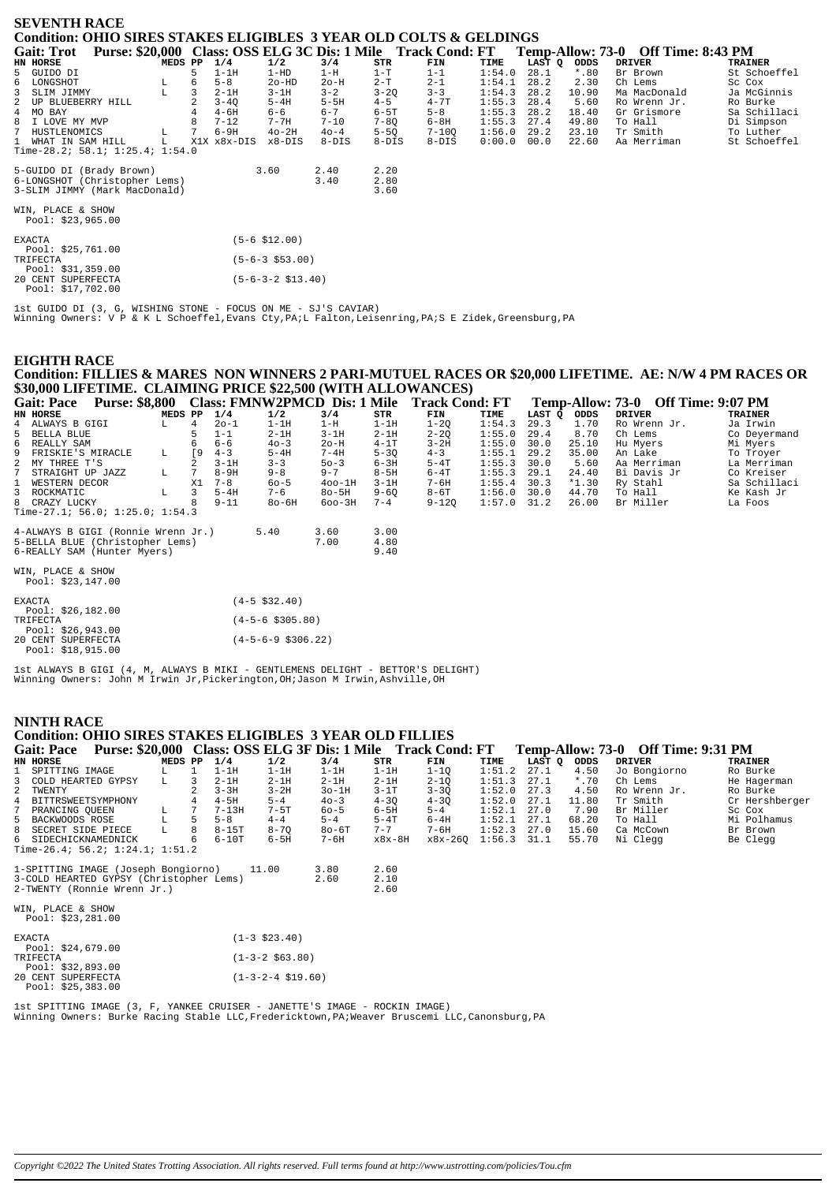## SEVENTH RACE

### Condition: OHIO SIRES STAKES ELIGIBLES 3 YEAR OLD COLTS & GELDINGS

**Gait: Trot Purse: $20,000 Class: OSS ELG 3C Dis: 1 Mile Track Cond: FT Temp-Allow: 73-0 Off Time: 8:43 PM**

| HN | HORSE | MEDS | PP | 1/4 | 1/2 | 3/4 | STR | FIN | TIME | LAST Q | ODDS | DRIVER | TRAINER |
|---|---|---|---|---|---|---|---|---|---|---|---|---|---|
| 5 | GUIDO DI | | 5 | 1-1H | 1-HD | 1-H | 1-T | 1-1 | 1:54.0 | 28.1 | *.80 | Br Brown | St Schoeffel |
| 6 | LONGSHOT | L | 6 | 5-8 | 2o-HD | 2o-H | 2-T | 2-1 | 1:54.1 | 28.2 | 2.30 | Ch Lems | Sc Cox |
| 3 | SLIM JIMMY | L | 3 | 2-1H | 3-1H | 3-2 | 3-2Q | 3-3 | 1:54.3 | 28.2 | 10.90 | Ma MacDonald | Ja McGinnis |
| 2 | UP BLUEBERRY HILL | | 2 | 3-4Q | 5-4H | 5-5H | 4-5 | 4-7T | 1:55.3 | 28.4 | 5.60 | Ro Wrenn Jr. | Ro Burke |
| 4 | MO BAY | | 4 | 4-6H | 6-6 | 6-7 | 6-5T | 5-8 | 1:55.3 | 28.2 | 18.40 | Gr Grismore | Sa Schillaci |
| 8 | I LOVE MY MVP | | 8 | 7-12 | 7-7H | 7-10 | 7-8Q | 6-8H | 1:55.3 | 27.4 | 49.80 | To Hall | Di Simpson |
| 7 | HUSTLENOMICS | L | 7 | 6-9H | 4o-2H | 4o-4 | 5-5Q | 7-10Q | 1:56.0 | 29.2 | 23.10 | Tr Smith | To Luther |
| 1 | WHAT IN SAM HILL | L | X1X | x8x-DIS | x8-DIS | 8-DIS | 8-DIS | 8-DIS | 0:00.0 | 00.0 | 22.60 | Aa Merriman | St Schoeffel |

Time-28.2; 58.1; 1:25.4; 1:54.0

| | | | |
|---|---|---|---|
| 5-GUIDO DI (Brady Brown) | 3.60 | 2.40 | 2.20 |
| 6-LONGSHOT (Christopher Lems) | | 3.40 | 2.80 |
| 3-SLIM JIMMY (Mark MacDonald) | | | 3.60 |

WIN, PLACE & SHOW
Pool: $23,965.00

EXACTA (5-6 $12.00)
Pool: $25,761.00
TRIFECTA (5-6-3 $53.00)
Pool: $31,359.00
20 CENT SUPERFECTA (5-6-3-2 $13.40)
Pool: $17,702.00

1st GUIDO DI (3, G, WISHING STONE - FOCUS ON ME - SJ'S CAVIAR)
Winning Owners: V P & K L Schoeffel,Evans Cty,PA;L Falton,Leisenring,PA;S E Zidek,Greensburg,PA

## EIGHTH RACE

### Condition: FILLIES & MARES NON WINNERS 2 PARI-MUTUEL RACES OR $20,000 LIFETIME. AE: N/W 4 PM RACES OR $30,000 LIFETIME. CLAIMING PRICE $22,500 (WITH ALLOWANCES)

**Gait: Pace Purse: $8,800 Class: FMNW2PMCD Dis: 1 Mile Track Cond: FT Temp-Allow: 73-0 Off Time: 9:07 PM**

| HN | HORSE | MEDS | PP | 1/4 | 1/2 | 3/4 | STR | FIN | TIME | LAST Q | ODDS | DRIVER | TRAINER |
|---|---|---|---|---|---|---|---|---|---|---|---|---|---|
| 4 | ALWAYS B GIGI | L | 4 | 2o-1 | 1-1H | 1-H | 1-1H | 1-2Q | 1:54.3 | 29.3 | 1.70 | Ro Wrenn Jr. | Ja Irwin |
| 5 | BELLA BLUE | | 5 | 1-1 | 2-1H | 3-1H | 2-1H | 2-2Q | 1:55.0 | 29.4 | 8.70 | Ch Lems | Co Deyermand |
| 6 | REALLY SAM | | 6 | 6-6 | 4o-3 | 2o-H | 4-1T | 3-2H | 1:55.0 | 30.0 | 25.10 | Hu Myers | Mi Myers |
| 9 | FRISKIE'S MIRACLE | L | [9 | 4-3 | 5-4H | 7-4H | 5-3Q | 4-3 | 1:55.1 | 29.2 | 35.00 | An Lake | To Troyer |
| 2 | MY THREE T'S | | 2 | 3-1H | 3-3 | 5o-3 | 6-3H | 5-4T | 1:55.3 | 30.0 | 5.60 | Aa Merriman | La Merriman |
| 7 | STRAIGHT UP JAZZ | L | 7 | 8-9H | 9-8 | 9-7 | 8-5H | 6-4T | 1:55.3 | 29.1 | 24.40 | Bi Davis Jr | Co Kreiser |
| 1 | WESTERN DECOR | | X1 | 7-8 | 6o-5 | 4oo-1H | 3-1H | 7-6H | 1:55.4 | 30.3 | *1.30 | Ry Stahl | Sa Schillaci |
| 3 | ROCKMATIC | L | 3 | 5-4H | 7-6 | 8o-5H | 9-6Q | 8-6T | 1:56.0 | 30.0 | 44.70 | To Hall | Ke Kash Jr |
| 8 | CRAZY LUCKY | | 8 | 9-11 | 8o-6H | 6oo-3H | 7-4 | 9-12Q | 1:57.0 | 31.2 | 26.00 | Br Miller | La Foos |

Time-27.1; 56.0; 1:25.0; 1:54.3

| | | | |
|---|---|---|---|
| 4-ALWAYS B GIGI (Ronnie Wrenn Jr.) | 5.40 | 3.60 | 3.00 |
| 5-BELLA BLUE (Christopher Lems) | | 7.00 | 4.80 |
| 6-REALLY SAM (Hunter Myers) | | | 9.40 |

WIN, PLACE & SHOW
Pool: $23,147.00

EXACTA (4-5 $32.40)
Pool: $26,182.00
TRIFECTA (4-5-6 $305.80)
Pool: $26,943.00
20 CENT SUPERFECTA (4-5-6-9 $306.22)
Pool: $18,915.00

1st ALWAYS B GIGI (4, M, ALWAYS B MIKI - GENTLEMENS DELIGHT - BETTOR'S DELIGHT)
Winning Owners: John M Irwin Jr,Pickerington,OH;Jason M Irwin,Ashville,OH

## NINTH RACE

### Condition: OHIO SIRES STAKES ELIGIBLES 3 YEAR OLD FILLIES

**Gait: Pace Purse: $20,000 Class: OSS ELG 3F Dis: 1 Mile Track Cond: FT Temp-Allow: 73-0 Off Time: 9:31 PM**

| HN | HORSE | MEDS | PP | 1/4 | 1/2 | 3/4 | STR | FIN | TIME | LAST Q | ODDS | DRIVER | TRAINER |
|---|---|---|---|---|---|---|---|---|---|---|---|---|---|
| 1 | SPITTING IMAGE | L | 1 | 1-1H | 1-1H | 1-1H | 1-1H | 1-1Q | 1:51.2 | 27.1 | 4.50 | Jo Bongiorno | Ro Burke |
| 3 | COLD HEARTED GYPSY | L | 3 | 2-1H | 2-1H | 2-1H | 2-1H | 2-1Q | 1:51.3 | 27.1 | *.70 | Ch Lems | He Hagerman |
| 2 | TWENTY | | 2 | 3-3H | 3-2H | 3o-1H | 3-1T | 3-3Q | 1:52.0 | 27.3 | 4.50 | Ro Wrenn Jr. | Ro Burke |
| 4 | BITTRSWEETSYMPHONY | | 4 | 4-5H | 5-4 | 4o-3 | 4-3Q | 4-3Q | 1:52.0 | 27.1 | 11.80 | Tr Smith | Cr Hershberger |
| 7 | PRANCING QUEEN | L | 7 | 7-13H | 7-5T | 6o-5 | 6-5H | 5-4 | 1:52.1 | 27.0 | 7.90 | Br Miller | Sc Cox |
| 5 | BACKWOODS ROSE | L | 5 | 5-8 | 4-4 | 5-4 | 5-4T | 6-4H | 1:52.1 | 27.1 | 68.20 | To Hall | Mi Polhamus |
| 8 | SECRET SIDE PIECE | L | 8 | 8-15T | 8-7Q | 8o-6T | 7-7 | 7-6H | 1:52.3 | 27.0 | 15.60 | Ca McCown | Br Brown |
| 6 | SIDECHICKNAMEDNICK | | 6 | 6-10T | 6-5H | 7-6H | x8x-8H | x8x-26Q | 1:56.3 | 31.1 | 55.70 | Ni Clegg | Be Clegg |

Time-26.4; 56.2; 1:24.1; 1:51.2

| | | | |
|---|---|---|---|
| 1-SPITTING IMAGE (Joseph Bongiorno) | 11.00 | 3.80 | 2.60 |
| 3-COLD HEARTED GYPSY (Christopher Lems) | | 2.60 | 2.10 |
| 2-TWENTY (Ronnie Wrenn Jr.) | | | 2.60 |

WIN, PLACE & SHOW
Pool: $23,281.00

EXACTA (1-3 $23.40)
Pool: $24,679.00
TRIFECTA (1-3-2 $63.80)
Pool: $32,893.00
20 CENT SUPERFECTA (1-3-2-4 $19.60)
Pool: $25,383.00

1st SPITTING IMAGE (3, F, YANKEE CRUISER - JANETTE'S IMAGE - ROCKIN IMAGE)
Winning Owners: Burke Racing Stable LLC,Fredericktown,PA;Weaver Bruscemi LLC,Canonsburg,PA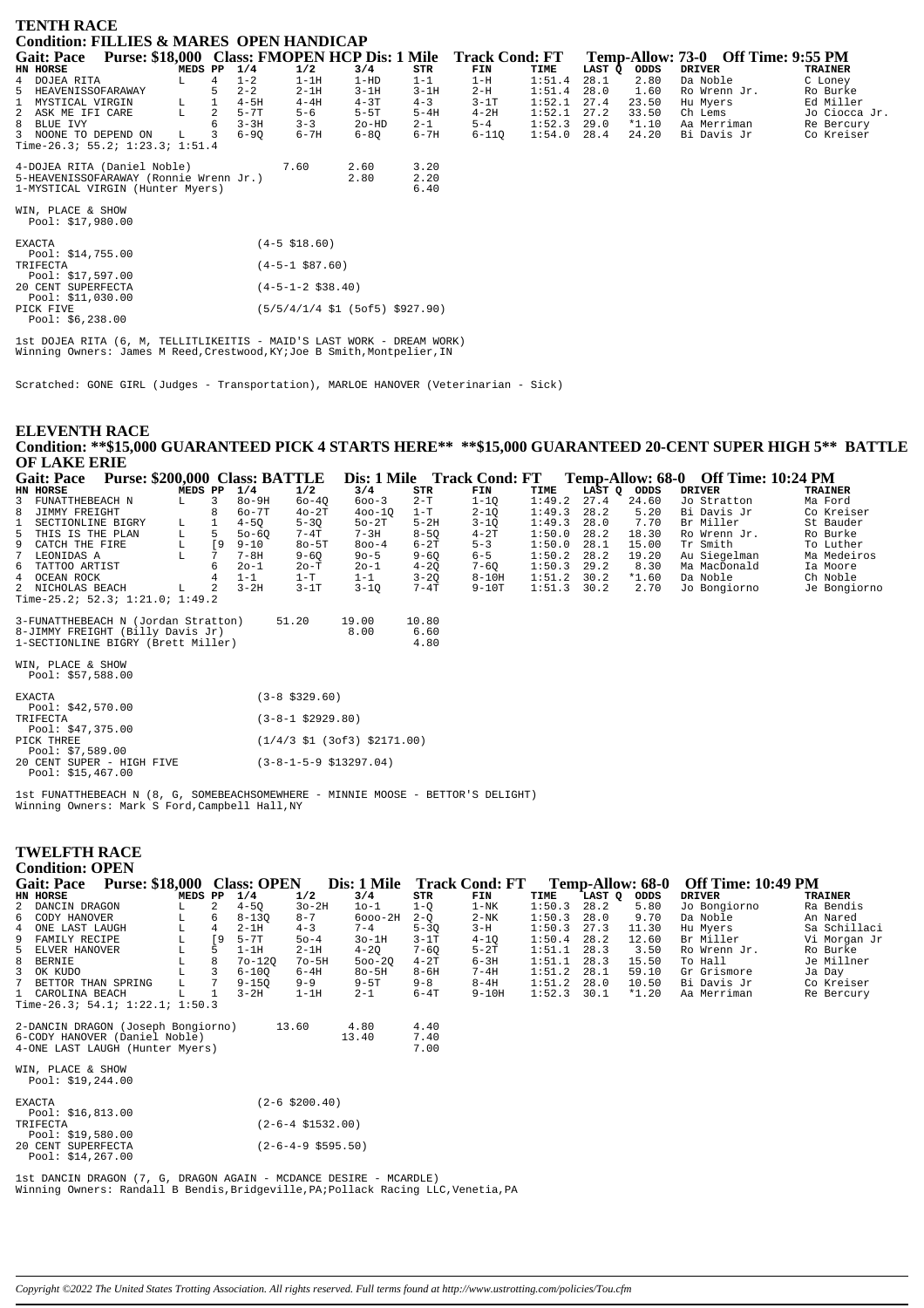## TENTH RACE

### Condition: FILLIES & MARES OPEN HANDICAP

**Gait: Pace  Purse: $18,000  Class: FMOPEN HCP Dis: 1 Mile  Track Cond: FT  Temp-Allow: 73-0  Off Time: 9:55 PM**

| HN | HORSE | MEDS | PP | 1/4 | 1/2 | 3/4 | STR | FIN | TIME | LAST Q | ODDS | DRIVER | TRAINER |
|---|---|---|---|---|---|---|---|---|---|---|---|---|---|
| 4 | DOJEA RITA | L | 4 | 1-2 | 1-1H | 1-HD | 1-1 | 1-H | 1:51.4 | 28.1 | 2.80 | Da Noble | C Loney |
| 5 | HEAVENISSOFARAWAY | | 5 | 2-2 | 2-1H | 3-1H | 3-1H | 2-H | 1:51.4 | 28.0 | 1.60 | Ro Wrenn Jr. | Ro Burke |
| 1 | MYSTICAL VIRGIN | L | 1 | 4-5H | 4-4H | 4-3T | 4-3 | 3-1T | 1:52.1 | 27.4 | 23.50 | Hu Myers | Ed Miller |
| 2 | ASK ME IFI CARE | L | 2 | 5-7T | 5-6 | 5-5T | 5-4H | 4-2H | 1:52.1 | 27.2 | 33.50 | Ch Lems | Jo Ciocca Jr. |
| 8 | BLUE IVY | | 6 | 3-3H | 3-3 | 2o-HD | 2-1 | 5-4 | 1:52.3 | 29.0 | *1.10 | Aa Merriman | Re Bercury |
| 3 | NOONE TO DEPEND ON | L | 3 | 6-9Q | 6-7H | 6-8Q | 6-7H | 6-11Q | 1:54.0 | 28.4 | 24.20 | Bi Davis Jr | Co Kreiser |

Time-26.3; 55.2; 1:23.3; 1:51.4

| | | | |
|---|---|---|---|
| 4-DOJEA RITA (Daniel Noble) | 7.60 | 2.60 | 3.20 |
| 5-HEAVENISSOFARAWAY (Ronnie Wrenn Jr.) | | 2.80 | 2.20 |
| 1-MYSTICAL VIRGIN (Hunter Myers) | | | 6.40 |

WIN, PLACE & SHOW
Pool: $17,980.00

| | |
|---|---|
| EXACTA Pool: $14,755.00 | (4-5 $18.60) |
| TRIFECTA Pool: $17,597.00 | (4-5-1 $87.60) |
| 20 CENT SUPERFECTA Pool: $11,030.00 | (4-5-1-2 $38.40) |
| PICK FIVE Pool: $6,238.00 | (5/5/4/1/4 $1 (5of5) $927.90) |

1st DOJEA RITA (6, M, TELLITLIKEITIS - MAID'S LAST WORK - DREAM WORK)
Winning Owners: James M Reed,Crestwood,KY;Joe B Smith,Montpelier,IN

Scratched: GONE GIRL (Judges - Transportation), MARLOE HANOVER (Veterinarian - Sick)

## ELEVENTH RACE

### Condition: **$15,000 GUARANTEED PICK 4 STARTS HERE** **$15,000 GUARANTEED 20-CENT SUPER HIGH 5** BATTLE OF LAKE ERIE

**Gait: Pace  Purse: $200,000  Class: BATTLE  Dis: 1 Mile  Track Cond: FT  Temp-Allow: 68-0  Off Time: 10:24 PM**

| HN | HORSE | MEDS | PP | 1/4 | 1/2 | 3/4 | STR | FIN | TIME | LAST Q | ODDS | DRIVER | TRAINER |
|---|---|---|---|---|---|---|---|---|---|---|---|---|---|
| 3 | FUNATTHEBEACH N | L | 3 | 8o-9H | 6o-4Q | 6oo-3 | 2-T | 1-1Q | 1:49.2 | 27.4 | 24.60 | Jo Stratton | Ma Ford |
| 8 | JIMMY FREIGHT | | 8 | 6o-7T | 4o-2T | 4oo-1Q | 1-T | 2-1Q | 1:49.3 | 28.2 | 5.20 | Bi Davis Jr | Co Kreiser |
| 1 | SECTIONLINE BIGRY | L | 1 | 4-5Q | 5-3Q | 5o-2T | 5-2H | 3-1Q | 1:49.3 | 28.0 | 7.70 | Br Miller | St Bauder |
| 5 | THIS IS THE PLAN | L | 5 | 5o-6Q | 7-4T | 7-3H | 8-5Q | 4-2T | 1:50.0 | 28.2 | 18.30 | Ro Wrenn Jr. | Ro Burke |
| 9 | CATCH THE FIRE | L | [9 | 9-10 | 8o-5T | 8oo-4 | 6-2T | 5-3 | 1:50.0 | 28.1 | 15.00 | Tr Smith | To Luther |
| 7 | LEONIDAS A | L | 7 | 7-8H | 9-6Q | 9o-5 | 9-6Q | 6-5 | 1:50.2 | 28.2 | 19.20 | Au Siegelman | Ma Medeiros |
| 6 | TATTOO ARTIST | | 6 | 2o-1 | 2o-T | 2o-1 | 4-2Q | 7-6Q | 1:50.3 | 29.2 | 8.30 | Ma MacDonald | Ia Moore |
| 4 | OCEAN ROCK | | 4 | 1-1 | 1-T | 1-1 | 3-2Q | 8-10H | 1:51.2 | 30.2 | *1.60 | Da Noble | Ch Noble |
| 2 | NICHOLAS BEACH | L | 2 | 3-2H | 3-1T | 3-1Q | 7-4T | 9-10T | 1:51.3 | 30.2 | 2.70 | Jo Bongiorno | Je Bongiorno |

Time-25.2; 52.3; 1:21.0; 1:49.2

| | | | |
|---|---|---|---|
| 3-FUNATTHEBEACH N (Jordan Stratton) | 51.20 | 19.00 | 10.80 |
| 8-JIMMY FREIGHT (Billy Davis Jr) | | 8.00 | 6.60 |
| 1-SECTIONLINE BIGRY (Brett Miller) | | | 4.80 |

WIN, PLACE & SHOW
Pool: $57,588.00

| | |
|---|---|
| EXACTA Pool: $42,570.00 | (3-8 $329.60) |
| TRIFECTA Pool: $47,375.00 | (3-8-1 $2929.80) |
| PICK THREE Pool: $7,589.00 | (1/4/3 $1 (3of3) $2171.00) |
| 20 CENT SUPER - HIGH FIVE Pool: $15,467.00 | (3-8-1-5-9 $13297.04) |

1st FUNATTHEBEACH N (8, G, SOMEBEACHSOMEWHERE - MINNIE MOOSE - BETTOR'S DELIGHT)
Winning Owners: Mark S Ford,Campbell Hall,NY

## TWELFTH RACE

### Condition: OPEN

**Gait: Pace  Purse: $18,000  Class: OPEN  Dis: 1 Mile  Track Cond: FT  Temp-Allow: 68-0  Off Time: 10:49 PM**

| HN | HORSE | MEDS | PP | 1/4 | 1/2 | 3/4 | STR | FIN | TIME | LAST Q | ODDS | DRIVER | TRAINER |
|---|---|---|---|---|---|---|---|---|---|---|---|---|---|
| 2 | DANCIN DRAGON | L | 2 | 4-5Q | 3o-2H | 1o-1 | 1-Q | 1-NK | 1:50.3 | 28.2 | 5.80 | Jo Bongiorno | Ra Bendis |
| 6 | CODY HANOVER | L | 6 | 8-13Q | 8-7 | 6ooo-2H | 2-Q | 2-NK | 1:50.3 | 28.0 | 9.70 | Da Noble | An Nared |
| 4 | ONE LAST LAUGH | L | 4 | 2-1H | 4-3 | 7-4 | 5-3Q | 3-H | 1:50.3 | 27.3 | 11.30 | Hu Myers | Sa Schillaci |
| 9 | FAMILY RECIPE | L | [9 | 5-7T | 5o-4 | 3o-1H | 3-1T | 4-1Q | 1:50.4 | 28.2 | 12.60 | Br Miller | Vi Morgan Jr |
| 5 | ELVER HANOVER | L | 5 | 1-1H | 2-1H | 4-2Q | 7-6Q | 5-2T | 1:51.1 | 28.3 | 3.50 | Ro Wrenn Jr. | Ro Burke |
| 8 | BERNIE | L | 8 | 7o-12Q | 7o-5H | 5oo-2Q | 4-2T | 6-3H | 1:51.1 | 28.3 | 15.50 | To Hall | Je Millner |
| 3 | OK KUDO | L | 3 | 6-10Q | 6-4H | 8o-5H | 8-6H | 7-4H | 1:51.2 | 28.1 | 59.10 | Gr Grismore | Ja Day |
| 7 | BETTOR THAN SPRING | L | 7 | 9-15Q | 9-9 | 9-5T | 9-8 | 8-4H | 1:51.2 | 28.0 | 10.50 | Bi Davis Jr | Co Kreiser |
| 1 | CAROLINA BEACH | L | 1 | 3-2H | 1-1H | 2-1 | 6-4T | 9-10H | 1:52.3 | 30.1 | *1.20 | Aa Merriman | Re Bercury |

Time-26.3; 54.1; 1:22.1; 1:50.3

| | | | |
|---|---|---|---|
| 2-DANCIN DRAGON (Joseph Bongiorno) | 13.60 | 4.80 | 4.40 |
| 6-CODY HANOVER (Daniel Noble) | | 13.40 | 7.40 |
| 4-ONE LAST LAUGH (Hunter Myers) | | | 7.00 |

WIN, PLACE & SHOW
Pool: $19,244.00

| | |
|---|---|
| EXACTA Pool: $16,813.00 | (2-6 $200.40) |
| TRIFECTA Pool: $19,580.00 | (2-6-4 $1532.00) |
| 20 CENT SUPERFECTA Pool: $14,267.00 | (2-6-4-9 $595.50) |

1st DANCIN DRAGON (7, G, DRAGON AGAIN - MCDANCE DESIRE - MCARDLE)
Winning Owners: Randall B Bendis,Bridgeville,PA;Pollack Racing LLC,Venetia,PA

*Copyright ©2022 The United States Trotting Association. All rights reserved. Full terms found at http://www.ustrotting.com/policies/Tou.cfm*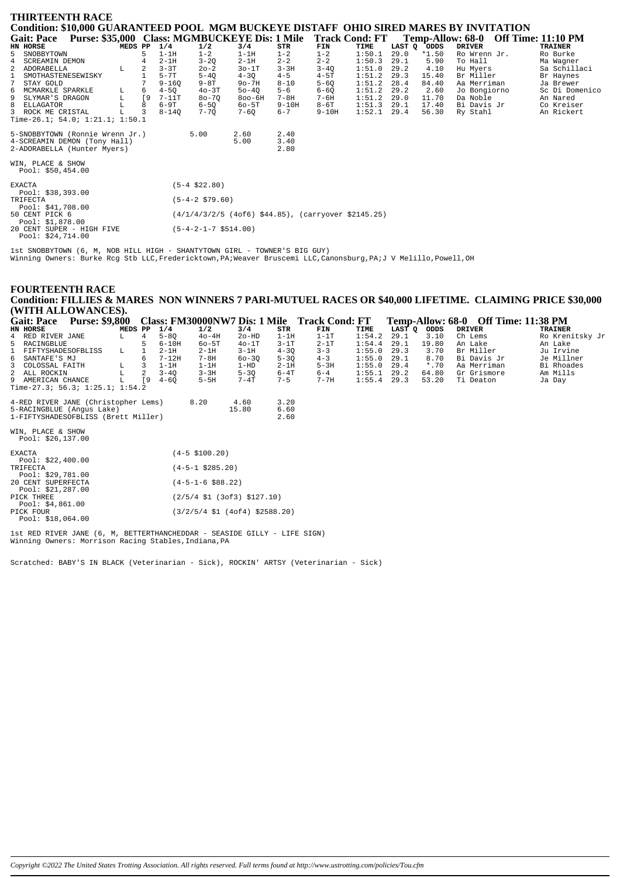## THIRTEENTH RACE

**Condition: $10,000 GUARANTEED POOL MGM BUCKEYE DISTAFF OHIO SIRED MARES BY INVITATION**

**Gait: Pace Purse: $35,000 Class: MGMBUCKEYE Dis: 1 Mile Track Cond: FT Temp-Allow: 68-0 Off Time: 11:10 PM**

| HN | HORSE | MEDS | PP | 1/4 | 1/2 | 3/4 | STR | FIN | TIME | LAST Q | ODDS | DRIVER | TRAINER |
|---|---|---|---|---|---|---|---|---|---|---|---|---|---|
| 5 | SNOBBYTOWN | | 5 | 1-1H | 1-2 | 1-1H | 1-2 | 1-2 | 1:50.1 | 29.0 | *1.50 | Ro Wrenn Jr. | Ro Burke |
| 4 | SCREAMIN DEMON | | 4 | 2-1H | 3-2Q | 2-1H | 2-2 | 2-2 | 1:50.3 | 29.1 | 5.90 | To Hall | Ma Wagner |
| 2 | ADORABELLA | L | 2 | 3-3T | 2o-2 | 3o-1T | 3-3H | 3-4Q | 1:51.0 | 29.2 | 4.10 | Hu Myers | Sa Schillaci |
| 1 | SMOTHASTENESEWISKY | | 1 | 5-7T | 5-4Q | 4-3Q | 4-5 | 4-5T | 1:51.2 | 29.3 | 15.40 | Br Miller | Br Haynes |
| 7 | STAY GOLD | | 7 | 9-16Q | 9-8T | 9o-7H | 8-10 | 5-6Q | 1:51.2 | 28.4 | 84.40 | Aa Merriman | Ja Brewer |
| 6 | MCMARKLE SPARKLE | L | 6 | 4-5Q | 4o-3T | 5o-4Q | 5-6 | 6-6Q | 1:51.2 | 29.2 | 2.60 | Jo Bongiorno | Sc Di Domenico |
| 9 | SLYMAR'S DRAGON | L | [9 | 7-11T | 8o-7Q | 8oo-6H | 7-8H | 7-6H | 1:51.2 | 29.0 | 11.70 | Da Noble | An Nared |
| 8 | ELLAGATOR | L | 8 | 6-9T | 6-5Q | 6o-5T | 9-10H | 8-6T | 1:51.3 | 29.1 | 17.40 | Bi Davis Jr | Co Kreiser |
| 3 | ROCK ME CRISTAL | L | 3 | 8-14Q | 7-7Q | 7-6Q | 6-7 | 9-10H | 1:52.1 | 29.4 | 56.30 | Ry Stahl | An Rickert |

Time-26.1; 54.0; 1:21.1; 1:50.1

| | | | |
|---|---|---|---|
| 5-SNOBBYTOWN (Ronnie Wrenn Jr.) | 5.00 | 2.60 | 2.40 |
| 4-SCREAMIN DEMON (Tony Hall) | | 5.00 | 3.40 |
| 2-ADORABELLA (Hunter Myers) | | | 2.80 |

WIN, PLACE & SHOW
Pool: $50,454.00

| | |
|---|---|
| EXACTA Pool: $38,393.00 | (5-4 $22.80) |
| TRIFECTA Pool: $41,708.00 | (5-4-2 $79.60) |
| 50 CENT PICK 6 Pool: $1,878.00 | (4/1/4/3/2/5 (4of6) $44.85), (carryover $2145.25) |
| 20 CENT SUPER - HIGH FIVE Pool: $24,714.00 | (5-4-2-1-7 $514.00) |

1st SNOBBYTOWN (6, M, NOB HILL HIGH - SHANTYTOWN GIRL - TOWNER'S BIG GUY)
Winning Owners: Burke Rcg Stb LLC,Fredericktown,PA;Weaver Bruscemi LLC,Canonsburg,PA;J V Melillo,Powell,OH

## FOURTEENTH RACE

**Condition: FILLIES & MARES NON WINNERS 7 PARI-MUTUEL RACES OR $40,000 LIFETIME. CLAIMING PRICE $30,000 (WITH ALLOWANCES).**

**Gait: Pace Purse: $9,800 Class: FM30000NW7 Dis: 1 Mile Track Cond: FT Temp-Allow: 68-0 Off Time: 11:38 PM**

| HN | HORSE | MEDS | PP | 1/4 | 1/2 | 3/4 | STR | FIN | TIME | LAST Q | ODDS | DRIVER | TRAINER |
|---|---|---|---|---|---|---|---|---|---|---|---|---|---|
| 4 | RED RIVER JANE | L | 4 | 5-8Q | 4o-4H | 2o-HD | 1-1H | 1-1T | 1:54.2 | 29.1 | 3.10 | Ch Lems | Ro Krenitsky Jr |
| 5 | RACINGBLUE | | 5 | 6-10H | 6o-5T | 4o-1T | 3-1T | 2-1T | 1:54.4 | 29.1 | 19.80 | An Lake | An Lake |
| 1 | FIFTYSHADESOFBLISS | L | 1 | 2-1H | 2-1H | 3-1H | 4-3Q | 3-3 | 1:55.0 | 29.3 | 3.70 | Br Miller | Ju Irvine |
| 6 | SANTAFE'S MJ | | 6 | 7-12H | 7-8H | 6o-3Q | 5-3Q | 4-3 | 1:55.0 | 29.1 | 8.70 | Bi Davis Jr | Je Millner |
| 3 | COLOSSAL FAITH | L | 3 | 1-1H | 1-1H | 1-HD | 2-1H | 5-3H | 1:55.0 | 29.4 | *.70 | Aa Merriman | Bi Rhoades |
| 2 | ALL ROCKIN | L | 2 | 3-4Q | 3-3H | 5-3Q | 6-4T | 6-4 | 1:55.1 | 29.2 | 64.80 | Gr Grismore | Am Mills |
| 9 | AMERICAN CHANCE | L | [9 | 4-6Q | 5-5H | 7-4T | 7-5 | 7-7H | 1:55.4 | 29.3 | 53.20 | Ti Deaton | Ja Day |

Time-27.3; 56.3; 1:25.1; 1:54.2

| | | | |
|---|---|---|---|
| 4-RED RIVER JANE (Christopher Lems) | 8.20 | 4.60 | 3.20 |
| 5-RACINGBLUE (Angus Lake) | | 15.80 | 6.60 |
| 1-FIFTYSHADESOFBLISS (Brett Miller) | | | 2.60 |

WIN, PLACE & SHOW
Pool: $26,137.00

| | |
|---|---|
| EXACTA Pool: $22,400.00 | (4-5 $100.20) |
| TRIFECTA Pool: $29,781.00 | (4-5-1 $285.20) |
| 20 CENT SUPERFECTA Pool: $21,287.00 | (4-5-1-6 $88.22) |
| PICK THREE Pool: $4,861.00 | (2/5/4 $1 (3of3) $127.10) |
| PICK FOUR Pool: $18,064.00 | (3/2/5/4 $1 (4of4) $2588.20) |

1st RED RIVER JANE (6, M, BETTERTHANCHEDDAR - SEASIDE GILLY - LIFE SIGN)
Winning Owners: Morrison Racing Stables,Indiana,PA

Scratched: BABY'S IN BLACK (Veterinarian - Sick), ROCKIN' ARTSY (Veterinarian - Sick)

*Copyright ©2022 The United States Trotting Association. All rights reserved. Full terms found at http://www.ustrotting.com/policies/Tou.cfm*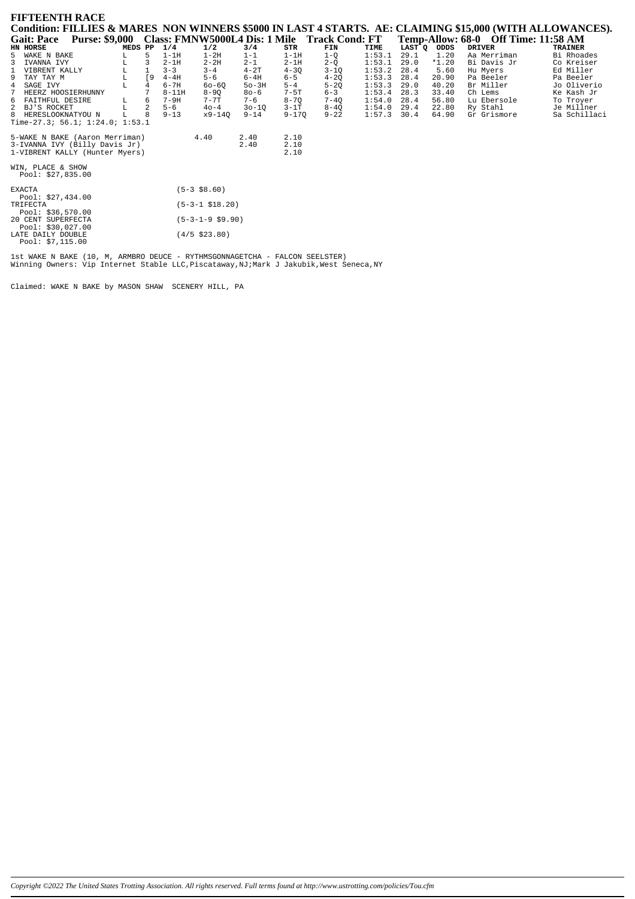# FIFTEENTH RACE

**Condition: FILLIES & MARES NON WINNERS $5000 IN LAST 4 STARTS. AE: CLAIMING $15,000 (WITH ALLOWANCES).**

**Gait: Pace Purse: $9,000 Class: FMNW5000L4 Dis: 1 Mile Track Cond: FT Temp-Allow: 68-0 Off Time: 11:58 AM**

| HN | HORSE | MEDS | PP | 1/4 | 1/2 | 3/4 | STR | FIN | TIME | LAST Q | ODDS | DRIVER | TRAINER |
|---|---|---|---|---|---|---|---|---|---|---|---|---|---|
| 5 | WAKE N BAKE | L | 5 | 1-1H | 1-2H | 1-1 | 1-1H | 1-Q | 1:53.1 | 29.1 | 1.20 | Aa Merriman | Bi Rhoades |
| 3 | IVANNA IVY | L | 3 | 2-1H | 2-2H | 2-1 | 2-1H | 2-Q | 1:53.1 | 29.0 | *1.20 | Bi Davis Jr | Co Kreiser |
| 1 | VIBRENT KALLY | L | 1 | 3-3 | 3-4 | 4-2T | 4-3Q | 3-1Q | 1:53.2 | 28.4 | 5.60 | Hu Myers | Ed Miller |
| 9 | TAY TAY M | L | [9 | 4-4H | 5-6 | 6-4H | 6-5 | 4-2Q | 1:53.3 | 28.4 | 20.90 | Pa Beeler | Pa Beeler |
| 4 | SAGE IVY | L | 4 | 6-7H | 6o-6Q | 5o-3H | 5-4 | 5-2Q | 1:53.3 | 29.0 | 40.20 | Br Miller | Jo Oliverio |
| 7 | HEERZ HOOSIERHUNNY | | 7 | 8-11H | 8-9Q | 8o-6 | 7-5T | 6-3 | 1:53.4 | 28.3 | 33.40 | Ch Lems | Ke Kash Jr |
| 6 | FAITHFUL DESIRE | L | 6 | 7-9H | 7-7T | 7-6 | 8-7Q | 7-4Q | 1:54.0 | 28.4 | 56.80 | Lu Ebersole | To Troyer |
| 2 | BJ'S ROCKET | L | 2 | 5-6 | 4o-4 | 3o-1Q | 3-1T | 8-4Q | 1:54.0 | 29.4 | 22.80 | Ry Stahl | Je Millner |
| 8 | HERESLOOKNATYOU N | L | 8 | 9-13 | x9-14Q | 9-14 | 9-17Q | 9-22 | 1:57.3 | 30.4 | 64.90 | Gr Grismore | Sa Schillaci |

Time-27.3; 56.1; 1:24.0; 1:53.1

| | | | |
|---|---|---|---|
| 5-WAKE N BAKE (Aaron Merriman) | 4.40 | 2.40 | 2.10 |
| 3-IVANNA IVY (Billy Davis Jr) | | 2.40 | 2.10 |
| 1-VIBRENT KALLY (Hunter Myers) | | | 2.10 |

WIN, PLACE & SHOW
Pool: $27,835.00

| | |
|---|---|
| EXACTA Pool: $27,434.00 | (5-3 $8.60) |
| TRIFECTA Pool: $36,570.00 | (5-3-1 $18.20) |
| 20 CENT SUPERFECTA Pool: $30,027.00 | (5-3-1-9 $9.90) |
| LATE DAILY DOUBLE Pool: $7,115.00 | (4/5 $23.80) |

1st WAKE N BAKE (10, M, ARMBRO DEUCE - RYTHMSGONNAGETCHA - FALCON SEELSTER)
Winning Owners: Vip Internet Stable LLC,Piscataway,NJ;Mark J Jakubik,West Seneca,NY

Claimed: WAKE N BAKE by MASON SHAW SCENERY HILL, PA